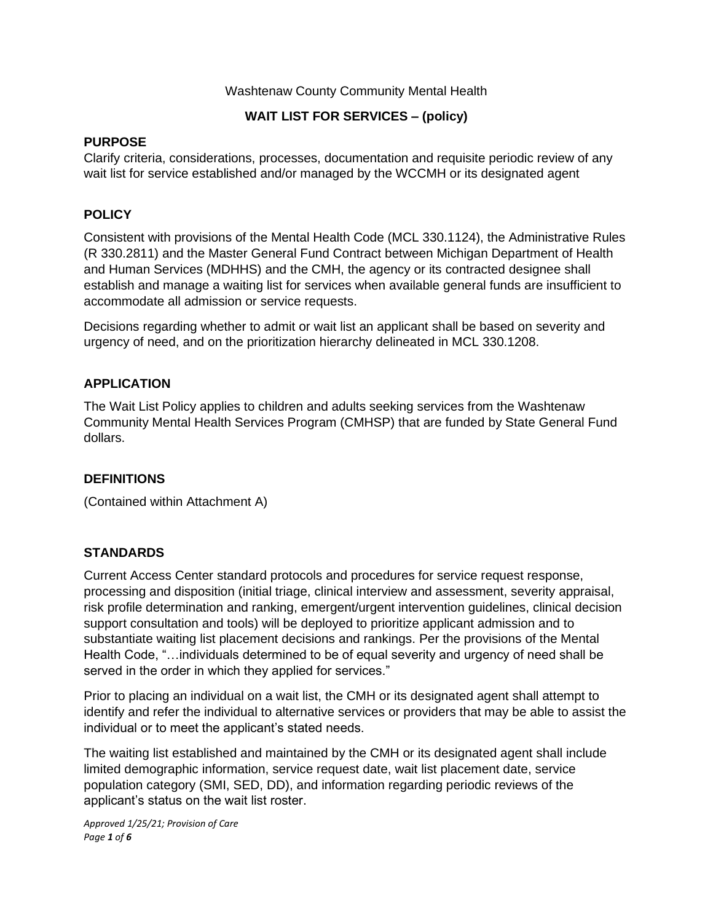Washtenaw County Community Mental Health

# WAIT LIST FOR SERVICES – (policy)

## PURPOSE

Clarify criteria, considerations, processes, documentation and requisite periodic review of any wait list for service established and/or managed by the WCCMH or its designated agent

## POLICY

Consistent with provisions of the Mental Health Code (MCL 330.1124), the Administrative Rules (R 330.2811) and the Master General Fund Contract between Michigan Department of Health and Human Services (MDHHS) and the CMH, the agency or its contracted designee shall establish and manage a waiting list for services when available general funds are insufficient to accommodate all admission or service requests.

Decisions regarding whether to admit or wait list an applicant shall be based on severity and urgency of need, and on the prioritization hierarchy delineated in MCL 330.1208.

## APPLICATION

The Wait List Policy applies to children and adults seeking services from the Washtenaw Community Mental Health Services Program (CMHSP) that are funded by State General Fund dollars.

## DEFINITIONS

(Contained within Attachment A)

## STANDARDS

Current Access Center standard protocols and procedures for service request response, processing and disposition (initial triage, clinical interview and assessment, severity appraisal, risk profile determination and ranking, emergent/urgent intervention guidelines, clinical decision support consultation and tools) will be deployed to prioritize applicant admission and to substantiate waiting list placement decisions and rankings. Per the provisions of the Mental Health Code, "…individuals determined to be of equal severity and urgency of need shall be served in the order in which they applied for services."

Prior to placing an individual on a wait list, the CMH or its designated agent shall attempt to identify and refer the individual to alternative services or providers that may be able to assist the individual or to meet the applicant's stated needs.

The waiting list established and maintained by the CMH or its designated agent shall include limited demographic information, service request date, wait list placement date, service population category (SMI, SED, DD), and information regarding periodic reviews of the applicant's status on the wait list roster.

*Approved 1/25/21; Provision of Care*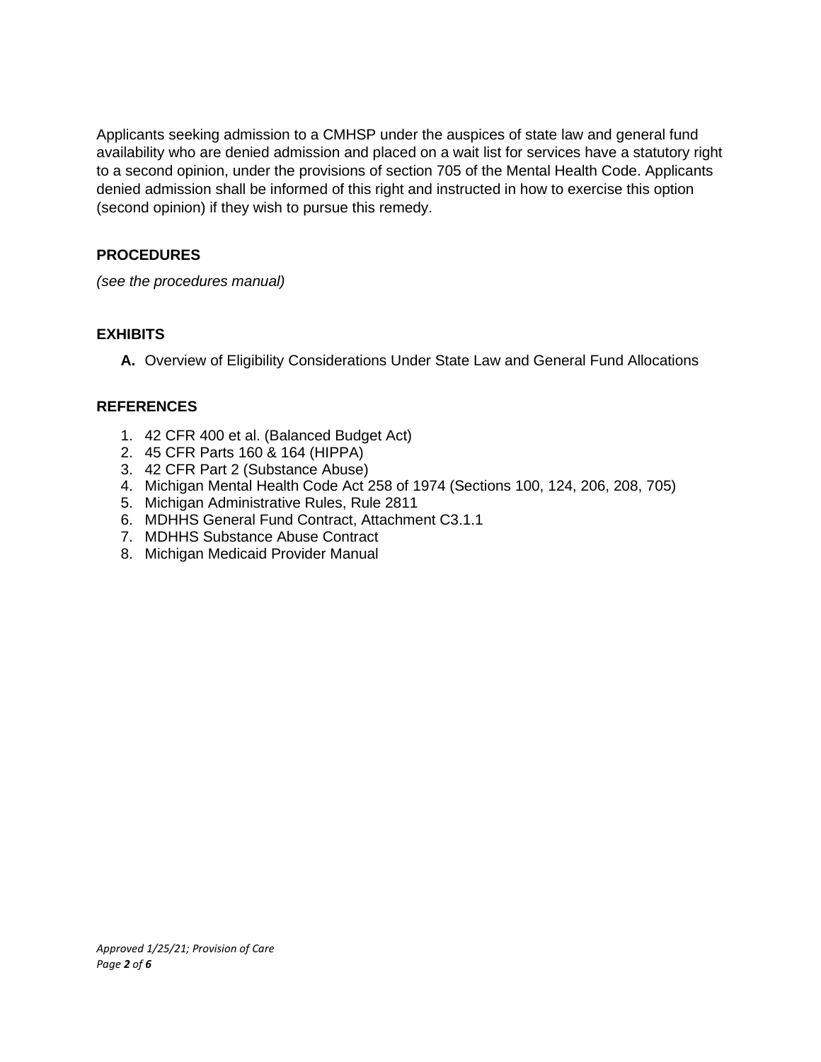Applicants seeking admission to a CMHSP under the auspices of state law and general fund availability who are denied admission and placed on a wait list for services have a statutory right to a second opinion, under the provisions of section 705 of the Mental Health Code. Applicants denied admission shall be informed of this right and instructed in how to exercise this option (second opinion) if they wish to pursue this remedy.

## PROCEDURES

*(see the procedures manual)*

## EXHIBITS

**A.** Overview of Eligibility Considerations Under State Law and General Fund Allocations

## REFERENCES

1. 42 CFR 400 et al. (Balanced Budget Act)
2. 45 CFR Parts 160 & 164 (HIPPA)
3. 42 CFR Part 2 (Substance Abuse)
4. Michigan Mental Health Code Act 258 of 1974 (Sections 100, 124, 206, 208, 705)
5. Michigan Administrative Rules, Rule 2811
6. MDHHS General Fund Contract, Attachment C3.1.1
7. MDHHS Substance Abuse Contract
8. Michigan Medicaid Provider Manual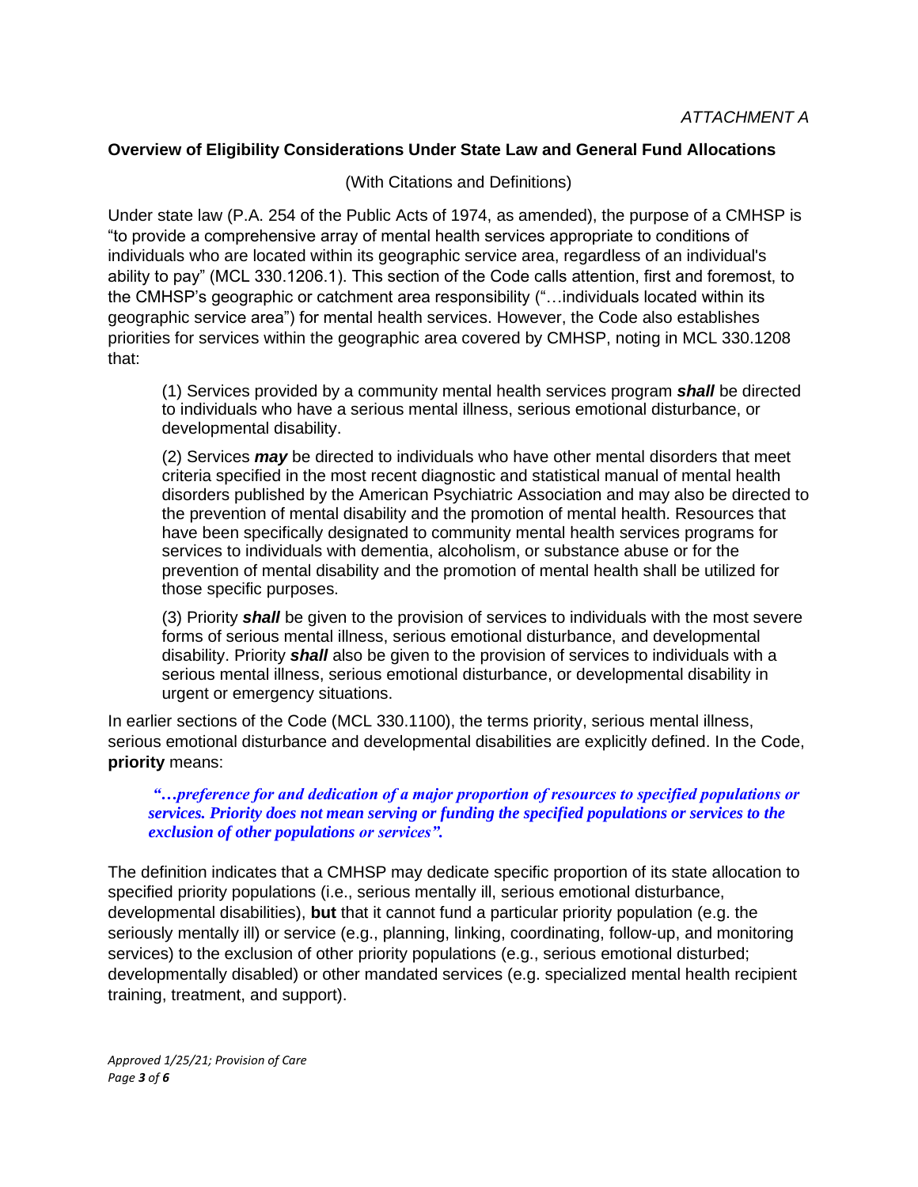ATTACHMENT A

## Overview of Eligibility Considerations Under State Law and General Fund Allocations

(With Citations and Definitions)

Under state law (P.A. 254 of the Public Acts of 1974, as amended), the purpose of a CMHSP is "to provide a comprehensive array of mental health services appropriate to conditions of individuals who are located within its geographic service area, regardless of an individual's ability to pay" (MCL 330.1206.1). This section of the Code calls attention, first and foremost, to the CMHSP's geographic or catchment area responsibility ("…individuals located within its geographic service area") for mental health services. However, the Code also establishes priorities for services within the geographic area covered by CMHSP, noting in MCL 330.1208 that:

> (1) Services provided by a community mental health services program ***shall*** be directed to individuals who have a serious mental illness, serious emotional disturbance, or developmental disability.
>
> (2) Services ***may*** be directed to individuals who have other mental disorders that meet criteria specified in the most recent diagnostic and statistical manual of mental health disorders published by the American Psychiatric Association and may also be directed to the prevention of mental disability and the promotion of mental health. Resources that have been specifically designated to community mental health services programs for services to individuals with dementia, alcoholism, or substance abuse or for the prevention of mental disability and the promotion of mental health shall be utilized for those specific purposes.
>
> (3) Priority ***shall*** be given to the provision of services to individuals with the most severe forms of serious mental illness, serious emotional disturbance, and developmental disability. Priority ***shall*** also be given to the provision of services to individuals with a serious mental illness, serious emotional disturbance, or developmental disability in urgent or emergency situations.

In earlier sections of the Code (MCL 330.1100), the terms priority, serious mental illness, serious emotional disturbance and developmental disabilities are explicitly defined. In the Code, **priority** means:

> ***"…preference for and dedication of a major proportion of resources to specified populations or services. Priority does not mean serving or funding the specified populations or services to the exclusion of other populations or services".***

The definition indicates that a CMHSP may dedicate specific proportion of its state allocation to specified priority populations (i.e., serious mentally ill, serious emotional disturbance, developmental disabilities), **but** that it cannot fund a particular priority population (e.g. the seriously mentally ill) or service (e.g., planning, linking, coordinating, follow-up, and monitoring services) to the exclusion of other priority populations (e.g., serious emotional disturbed; developmentally disabled) or other mandated services (e.g. specialized mental health recipient training, treatment, and support).

*Approved 1/25/21; Provision of Care*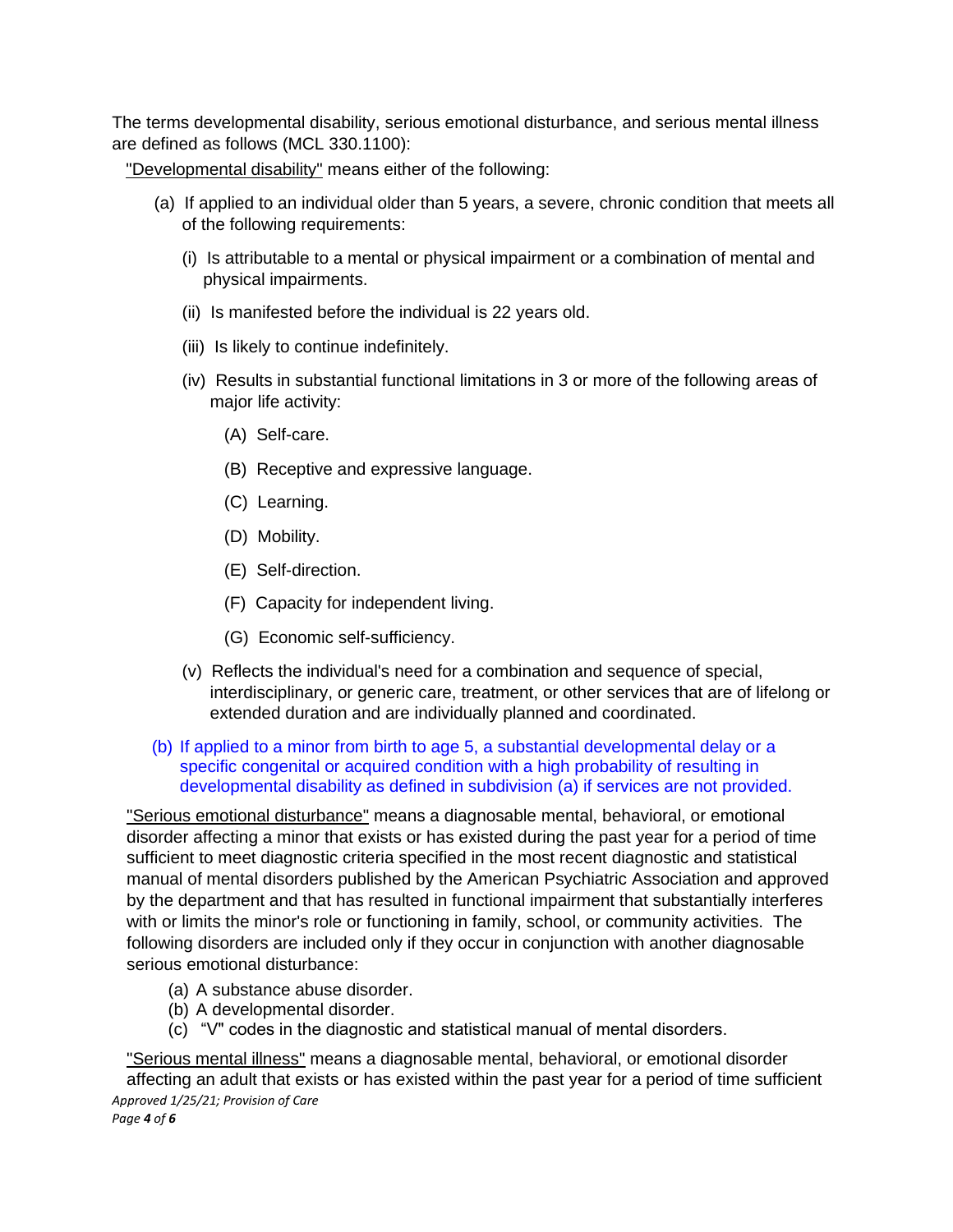The terms developmental disability, serious emotional disturbance, and serious mental illness are defined as follows (MCL 330.1100):

"Developmental disability" means either of the following:

(a) If applied to an individual older than 5 years, a severe, chronic condition that meets all of the following requirements:

- (i) Is attributable to a mental or physical impairment or a combination of mental and physical impairments.
- (ii) Is manifested before the individual is 22 years old.
- (iii) Is likely to continue indefinitely.
- (iv) Results in substantial functional limitations in 3 or more of the following areas of major life activity:
  - (A) Self-care.
  - (B) Receptive and expressive language.
  - (C) Learning.
  - (D) Mobility.
  - (E) Self-direction.
  - (F) Capacity for independent living.
  - (G) Economic self-sufficiency.
- (v) Reflects the individual's need for a combination and sequence of special, interdisciplinary, or generic care, treatment, or other services that are of lifelong or extended duration and are individually planned and coordinated.

(b) If applied to a minor from birth to age 5, a substantial developmental delay or a specific congenital or acquired condition with a high probability of resulting in developmental disability as defined in subdivision (a) if services are not provided.

"Serious emotional disturbance" means a diagnosable mental, behavioral, or emotional disorder affecting a minor that exists or has existed during the past year for a period of time sufficient to meet diagnostic criteria specified in the most recent diagnostic and statistical manual of mental disorders published by the American Psychiatric Association and approved by the department and that has resulted in functional impairment that substantially interferes with or limits the minor's role or functioning in family, school, or community activities. The following disorders are included only if they occur in conjunction with another diagnosable serious emotional disturbance:

(a) A substance abuse disorder.
(b) A developmental disorder.
(c) "V" codes in the diagnostic and statistical manual of mental disorders.

"Serious mental illness" means a diagnosable mental, behavioral, or emotional disorder affecting an adult that exists or has existed within the past year for a period of time sufficient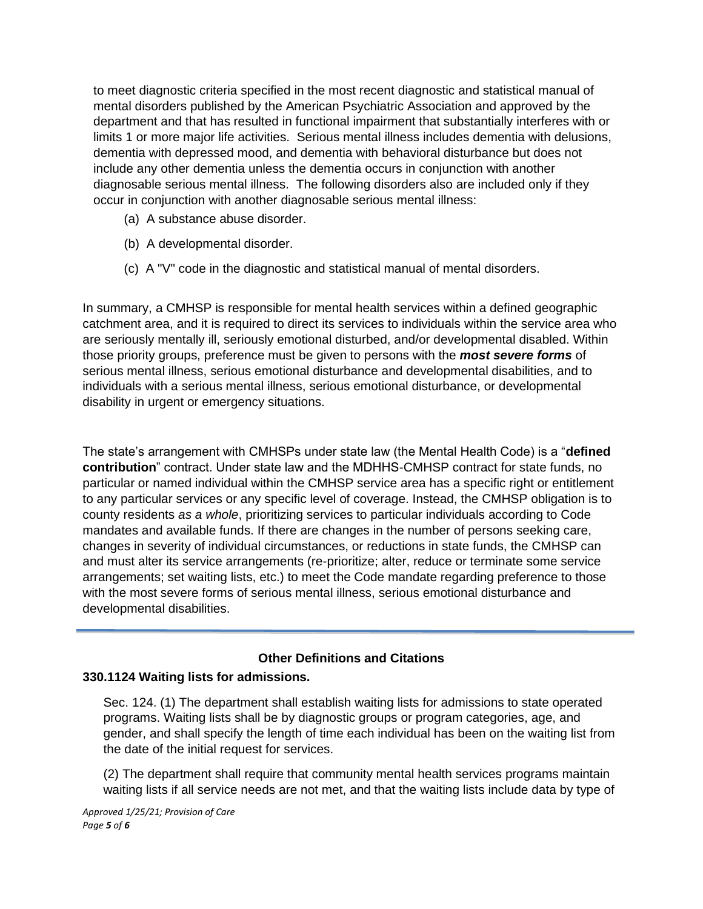to meet diagnostic criteria specified in the most recent diagnostic and statistical manual of mental disorders published by the American Psychiatric Association and approved by the department and that has resulted in functional impairment that substantially interferes with or limits 1 or more major life activities. Serious mental illness includes dementia with delusions, dementia with depressed mood, and dementia with behavioral disturbance but does not include any other dementia unless the dementia occurs in conjunction with another diagnosable serious mental illness. The following disorders also are included only if they occur in conjunction with another diagnosable serious mental illness:

(a) A substance abuse disorder.

(b) A developmental disorder.

(c) A "V" code in the diagnostic and statistical manual of mental disorders.

In summary, a CMHSP is responsible for mental health services within a defined geographic catchment area, and it is required to direct its services to individuals within the service area who are seriously mentally ill, seriously emotional disturbed, and/or developmental disabled. Within those priority groups, preference must be given to persons with the ***most severe forms*** of serious mental illness, serious emotional disturbance and developmental disabilities, and to individuals with a serious mental illness, serious emotional disturbance, or developmental disability in urgent or emergency situations.

The state's arrangement with CMHSPs under state law (the Mental Health Code) is a "**defined contribution**" contract. Under state law and the MDHHS-CMHSP contract for state funds, no particular or named individual within the CMHSP service area has a specific right or entitlement to any particular services or any specific level of coverage. Instead, the CMHSP obligation is to county residents *as a whole*, prioritizing services to particular individuals according to Code mandates and available funds. If there are changes in the number of persons seeking care, changes in severity of individual circumstances, or reductions in state funds, the CMHSP can and must alter its service arrangements (re-prioritize; alter, reduce or terminate some service arrangements; set waiting lists, etc.) to meet the Code mandate regarding preference to those with the most severe forms of serious mental illness, serious emotional disturbance and developmental disabilities.

---

**Other Definitions and Citations**

**330.1124 Waiting lists for admissions.**

Sec. 124. (1) The department shall establish waiting lists for admissions to state operated programs. Waiting lists shall be by diagnostic groups or program categories, age, and gender, and shall specify the length of time each individual has been on the waiting list from the date of the initial request for services.

(2) The department shall require that community mental health services programs maintain waiting lists if all service needs are not met, and that the waiting lists include data by type of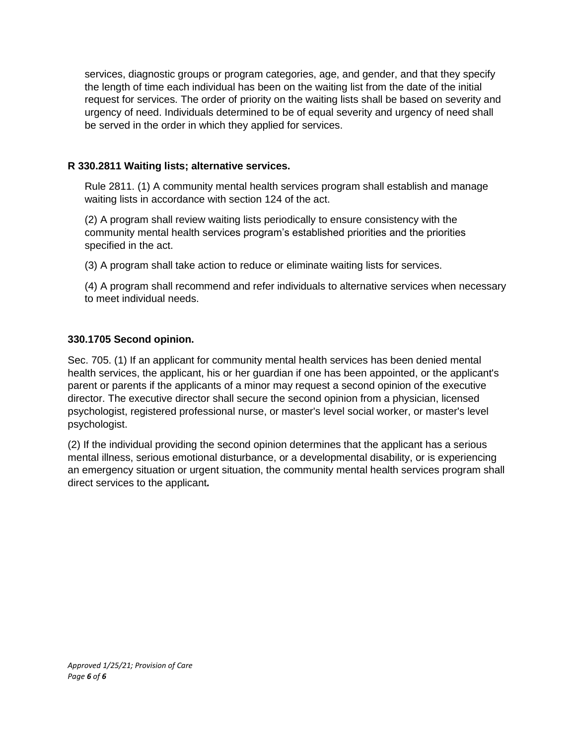services, diagnostic groups or program categories, age, and gender, and that they specify the length of time each individual has been on the waiting list from the date of the initial request for services. The order of priority on the waiting lists shall be based on severity and urgency of need. Individuals determined to be of equal severity and urgency of need shall be served in the order in which they applied for services.

**R 330.2811 Waiting lists; alternative services.**

Rule 2811. (1) A community mental health services program shall establish and manage waiting lists in accordance with section 124 of the act.

(2) A program shall review waiting lists periodically to ensure consistency with the community mental health services program's established priorities and the priorities specified in the act.

(3) A program shall take action to reduce or eliminate waiting lists for services.

(4) A program shall recommend and refer individuals to alternative services when necessary to meet individual needs.

**330.1705 Second opinion.**

Sec. 705. (1) If an applicant for community mental health services has been denied mental health services, the applicant, his or her guardian if one has been appointed, or the applicant's parent or parents if the applicants of a minor may request a second opinion of the executive director. The executive director shall secure the second opinion from a physician, licensed psychologist, registered professional nurse, or master's level social worker, or master's level psychologist.

(2) If the individual providing the second opinion determines that the applicant has a serious mental illness, serious emotional disturbance, or a developmental disability, or is experiencing an emergency situation or urgent situation, the community mental health services program shall direct services to the applicant.

*Approved 1/25/21; Provision of Care*